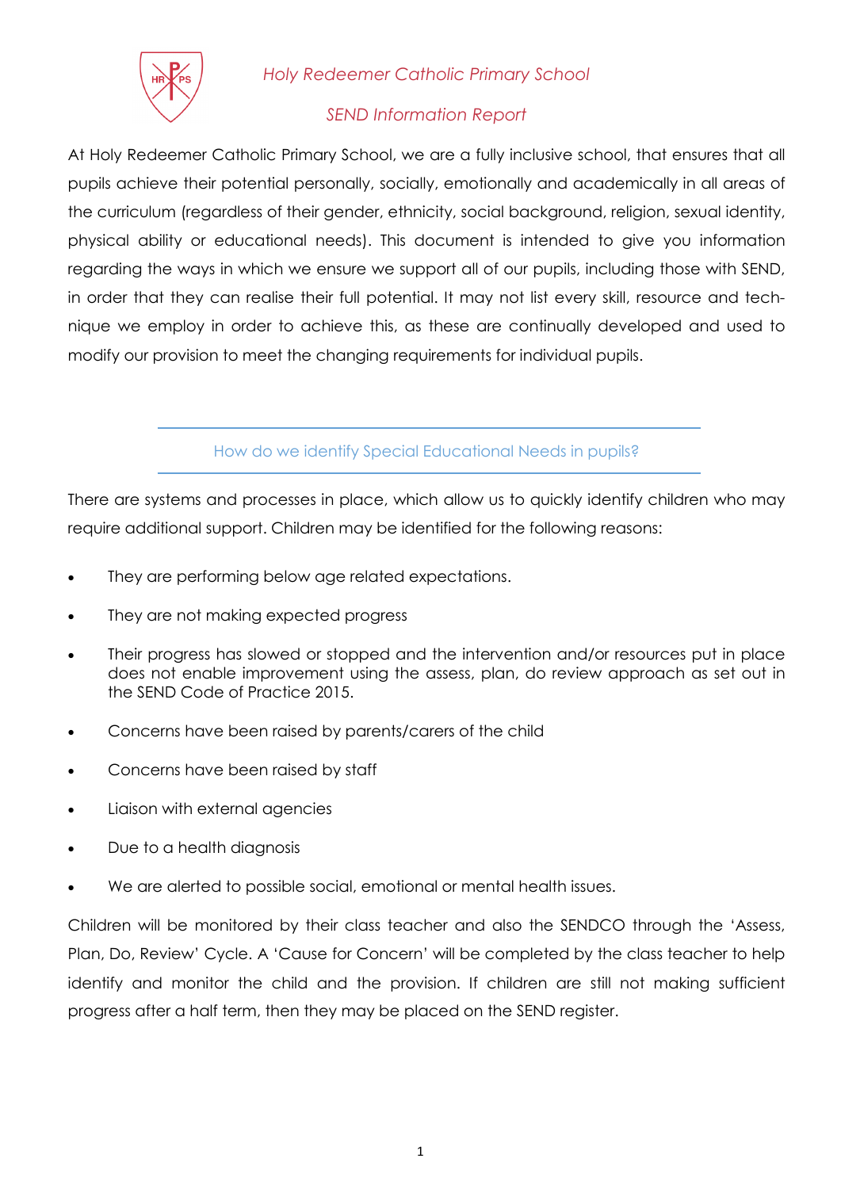# Holy Redeemer Catholic Primary School

## SEND Information Report

At Holy Redeemer Catholic Primary School, we are a fully inclusive school, that ensures that all pupils achieve their potential personally, socially, emotionally and academically in all areas of the curriculum (regardless of their gender, ethnicity, social background, religion, sexual identity, physical ability or educational needs). This document is intended to give you information regarding the ways in which we ensure we support all of our pupils, including those with SEND, in order that they can realise their full potential. It may not list every skill, resource and technique we employ in order to achieve this, as these are continually developed and used to modify our provision to meet the changing requirements for individual pupils.

### How do we identify Special Educational Needs in pupils?

There are systems and processes in place, which allow us to quickly identify children who may require additional support. Children may be identified for the following reasons:

- They are performing below age related expectations.
- They are not making expected progress
- Their progress has slowed or stopped and the intervention and/or resources put in place does not enable improvement using the assess, plan, do review approach as set out in the SEND Code of Practice 2015.
- Concerns have been raised by parents/carers of the child
- Concerns have been raised by staff
- Liaison with external agencies
- Due to a health diagnosis
- We are alerted to possible social, emotional or mental health issues.

Children will be monitored by their class teacher and also the SENDCO through the 'Assess, Plan, Do, Review' Cycle. A 'Cause for Concern' will be completed by the class teacher to help identify and monitor the child and the provision. If children are still not making sufficient progress after a half term, then they may be placed on the SEND register.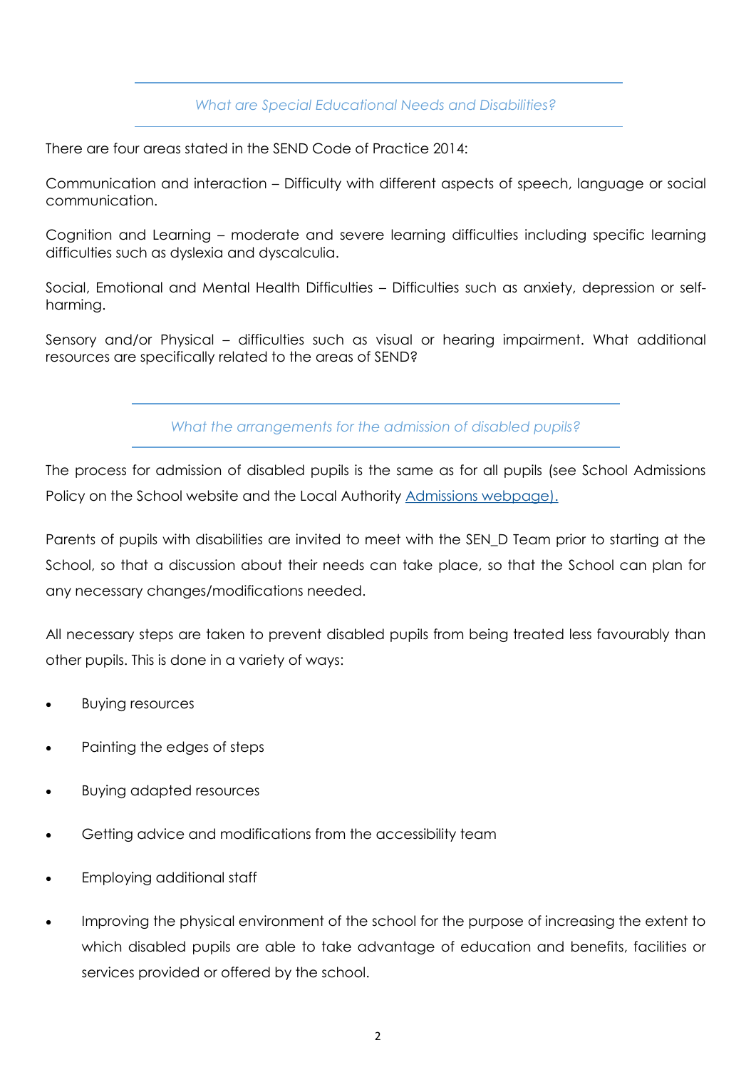## *What are Special Educational Needs and Disabilities?*

There are four areas stated in the SEND Code of Practice 2014:

Communication and interaction – Difficulty with different aspects of speech, language or social communication.

Cognition and Learning – moderate and severe learning difficulties including specific learning difficulties such as dyslexia and dyscalculia.

Social, Emotional and Mental Health Difficulties – Difficulties such as anxiety, depression or self-harming.

Sensory and/or Physical – difficulties such as visual or hearing impairment. What additional resources are specifically related to the areas of SEND?

## *What the arrangements for the admission of disabled pupils?*

The process for admission of disabled pupils is the same as for all pupils (see School Admissions Policy on the School website and the Local Authority Admissions webpage).

Parents of pupils with disabilities are invited to meet with the SEN_D Team prior to starting at the School, so that a discussion about their needs can take place, so that the School can plan for any necessary changes/modifications needed.

All necessary steps are taken to prevent disabled pupils from being treated less favourably than other pupils. This is done in a variety of ways:

- Buying resources
- Painting the edges of steps
- Buying adapted resources
- Getting advice and modifications from the accessibility team
- Employing additional staff
- Improving the physical environment of the school for the purpose of increasing the extent to which disabled pupils are able to take advantage of education and benefits, facilities or services provided or offered by the school.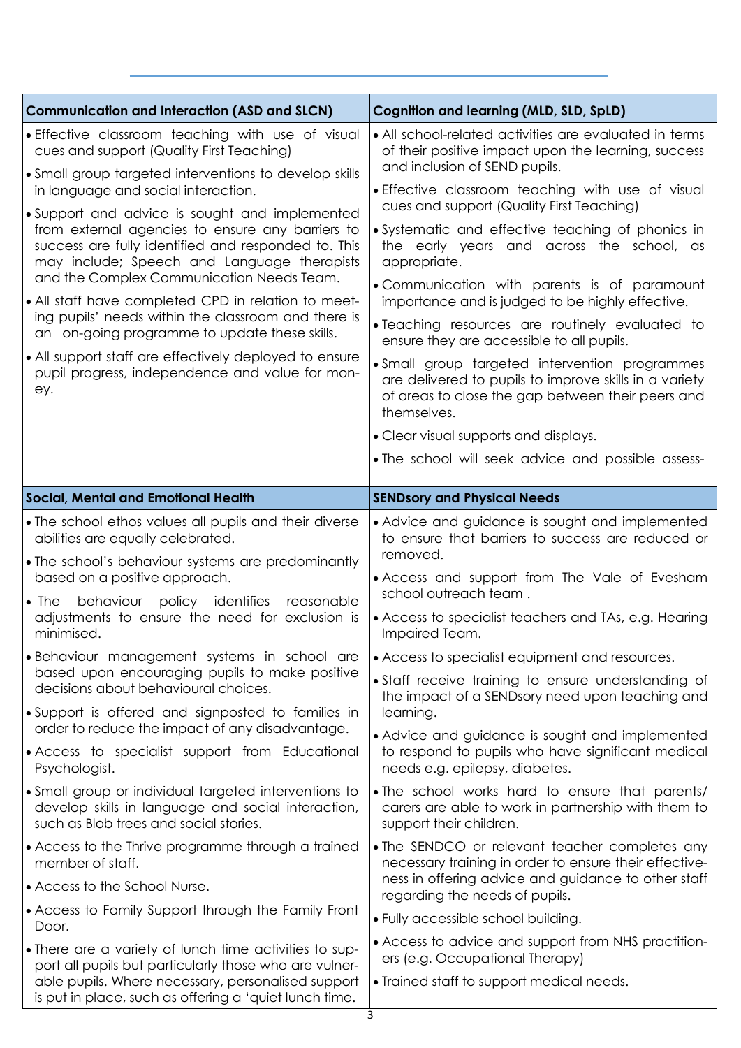| Communication and Interaction (ASD and SLCN) | Cognition and learning (MLD, SLD, SpLD) |
| --- | --- |
| • Effective classroom teaching with use of visual cues and support (Quality First Teaching)<br>• Small group targeted interventions to develop skills in language and social interaction.<br>• Support and advice is sought and implemented from external agencies to ensure any barriers to success are fully identified and responded to. This may include; Speech and Language therapists and the Complex Communication Needs Team.<br>• All staff have completed CPD in relation to meeting pupils' needs within the classroom and there is an on-going programme to update these skills.<br>• All support staff are effectively deployed to ensure pupil progress, independence and value for money. | • All school-related activities are evaluated in terms of their positive impact upon the learning, success and inclusion of SEND pupils.<br>• Effective classroom teaching with use of visual cues and support (Quality First Teaching)<br>• Systematic and effective teaching of phonics in the early years and across the school, as appropriate.<br>• Communication with parents is of paramount importance and is judged to be highly effective.<br>• Teaching resources are routinely evaluated to ensure they are accessible to all pupils.<br>• Small group targeted intervention programmes are delivered to pupils to improve skills in a variety of areas to close the gap between their peers and themselves.<br>• Clear visual supports and displays.<br>• The school will seek advice and possible assess- |
| **Social, Mental and Emotional Health** | **SENDsory and Physical Needs** |
| • The school ethos values all pupils and their diverse abilities are equally celebrated.<br>• The school's behaviour systems are predominantly based on a positive approach.<br>• The behaviour policy identifies reasonable adjustments to ensure the need for exclusion is minimised.<br>• Behaviour management systems in school are based upon encouraging pupils to make positive decisions about behavioural choices.<br>• Support is offered and signposted to families in order to reduce the impact of any disadvantage.<br>• Access to specialist support from Educational Psychologist.<br>• Small group or individual targeted interventions to develop skills in language and social interaction, such as Blob trees and social stories.<br>• Access to the Thrive programme through a trained member of staff.<br>• Access to the School Nurse.<br>• Access to Family Support through the Family Front Door.<br>• There are a variety of lunch time activities to support all pupils but particularly those who are vulnerable pupils. Where necessary, personalised support is put in place, such as offering a 'quiet lunch time. | • Advice and guidance is sought and implemented to ensure that barriers to success are reduced or removed.<br>• Access and support from The Vale of Evesham school outreach team .<br>• Access to specialist teachers and TAs, e.g. Hearing Impaired Team.<br>• Access to specialist equipment and resources.<br>• Staff receive training to ensure understanding of the impact of a SENDsory need upon teaching and learning.<br>• Advice and guidance is sought and implemented to respond to pupils who have significant medical needs e.g. epilepsy, diabetes.<br>• The school works hard to ensure that parents/ carers are able to work in partnership with them to support their children.<br>• The SENDCO or relevant teacher completes any necessary training in order to ensure their effectiveness in offering advice and guidance to other staff regarding the needs of pupils.<br>• Fully accessible school building.<br>• Access to advice and support from NHS practitioners (e.g. Occupational Therapy)<br>• Trained staff to support medical needs. |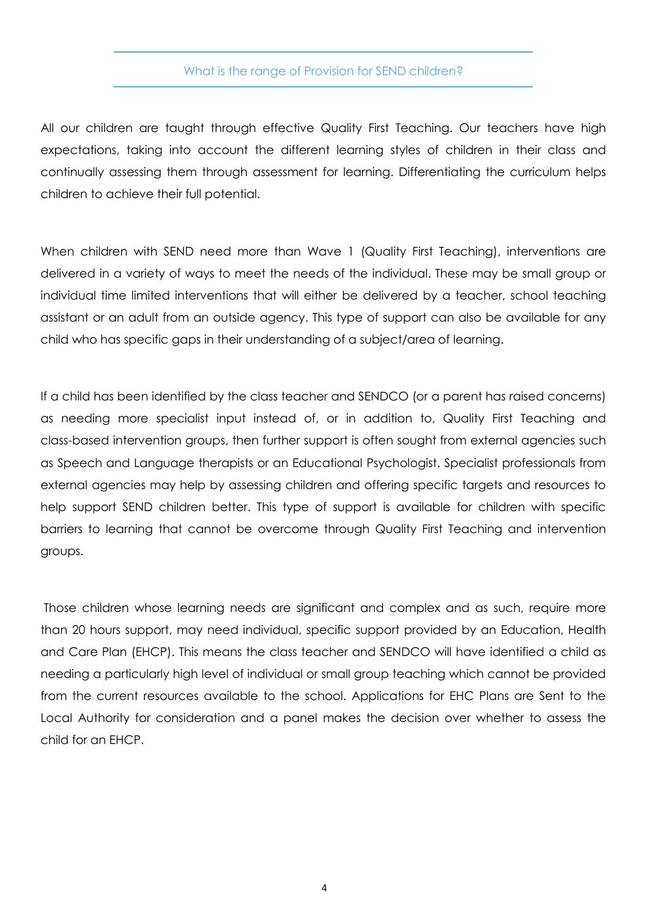## What is the range of Provision for SEND children?

All our children are taught through effective Quality First Teaching. Our teachers have high expectations, taking into account the different learning styles of children in their class and continually assessing them through assessment for learning. Differentiating the curriculum helps children to achieve their full potential.

When children with SEND need more than Wave 1 (Quality First Teaching), interventions are delivered in a variety of ways to meet the needs of the individual. These may be small group or individual time limited interventions that will either be delivered by a teacher, school teaching assistant or an adult from an outside agency. This type of support can also be available for any child who has specific gaps in their understanding of a subject/area of learning.

If a child has been identified by the class teacher and SENDCO (or a parent has raised concerns) as needing more specialist input instead of, or in addition to, Quality First Teaching and class-based intervention groups, then further support is often sought from external agencies such as Speech and Language therapists or an Educational Psychologist. Specialist professionals from external agencies may help by assessing children and offering specific targets and resources to help support SEND children better. This type of support is available for children with specific barriers to learning that cannot be overcome through Quality First Teaching and intervention groups.

Those children whose learning needs are significant and complex and as such, require more than 20 hours support, may need individual, specific support provided by an Education, Health and Care Plan (EHCP). This means the class teacher and SENDCO will have identified a child as needing a particularly high level of individual or small group teaching which cannot be provided from the current resources available to the school. Applications for EHC Plans are Sent to the Local Authority for consideration and a panel makes the decision over whether to assess the child for an EHCP.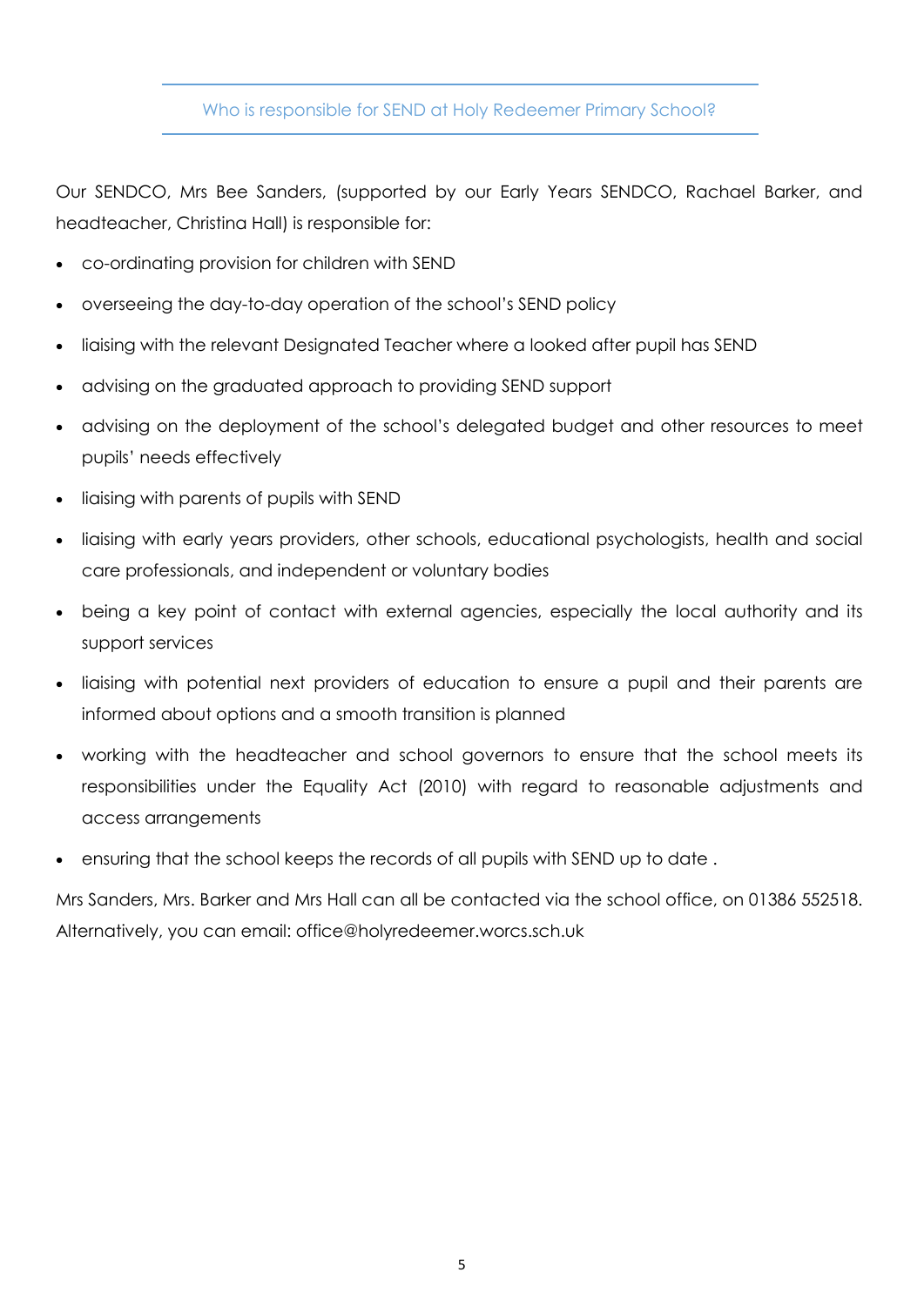## Who is responsible for SEND at Holy Redeemer Primary School?

Our SENDCO, Mrs Bee Sanders, (supported by our Early Years SENDCO, Rachael Barker, and headteacher, Christina Hall) is responsible for:

- co-ordinating provision for children with SEND
- overseeing the day-to-day operation of the school's SEND policy
- liaising with the relevant Designated Teacher where a looked after pupil has SEND
- advising on the graduated approach to providing SEND support
- advising on the deployment of the school's delegated budget and other resources to meet pupils' needs effectively
- liaising with parents of pupils with SEND
- liaising with early years providers, other schools, educational psychologists, health and social care professionals, and independent or voluntary bodies
- being a key point of contact with external agencies, especially the local authority and its support services
- liaising with potential next providers of education to ensure a pupil and their parents are informed about options and a smooth transition is planned
- working with the headteacher and school governors to ensure that the school meets its responsibilities under the Equality Act (2010) with regard to reasonable adjustments and access arrangements
- ensuring that the school keeps the records of all pupils with SEND up to date .

Mrs Sanders, Mrs. Barker and Mrs Hall can all be contacted via the school office, on 01386 552518. Alternatively, you can email: office@holyredeemer.worcs.sch.uk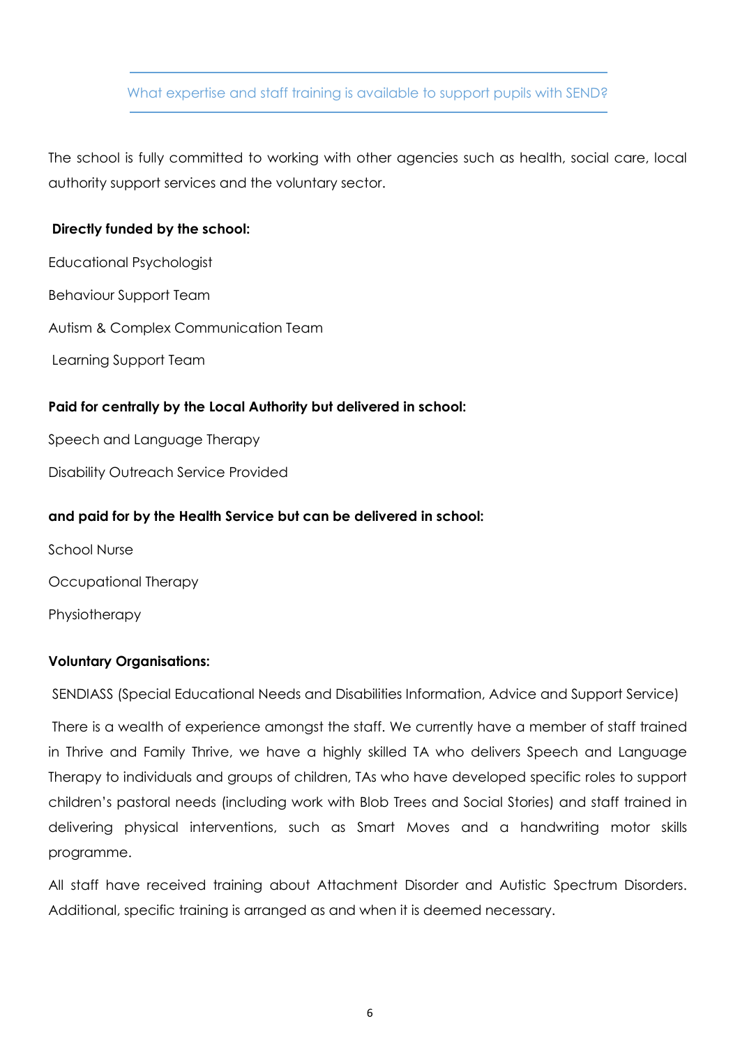## What expertise and staff training is available to support pupils with SEND?

The school is fully committed to working with other agencies such as health, social care, local authority support services and the voluntary sector.

**Directly funded by the school:**

Educational Psychologist

Behaviour Support Team

Autism & Complex Communication Team

Learning Support Team

**Paid for centrally by the Local Authority but delivered in school:**

Speech and Language Therapy

Disability Outreach Service Provided

**and paid for by the Health Service but can be delivered in school:**

School Nurse

Occupational Therapy

Physiotherapy

**Voluntary Organisations:**

SENDIASS (Special Educational Needs and Disabilities Information, Advice and Support Service)

There is a wealth of experience amongst the staff. We currently have a member of staff trained in Thrive and Family Thrive, we have a highly skilled TA who delivers Speech and Language Therapy to individuals and groups of children, TAs who have developed specific roles to support children's pastoral needs (including work with Blob Trees and Social Stories) and staff trained in delivering physical interventions, such as Smart Moves and a handwriting motor skills programme.

All staff have received training about Attachment Disorder and Autistic Spectrum Disorders. Additional, specific training is arranged as and when it is deemed necessary.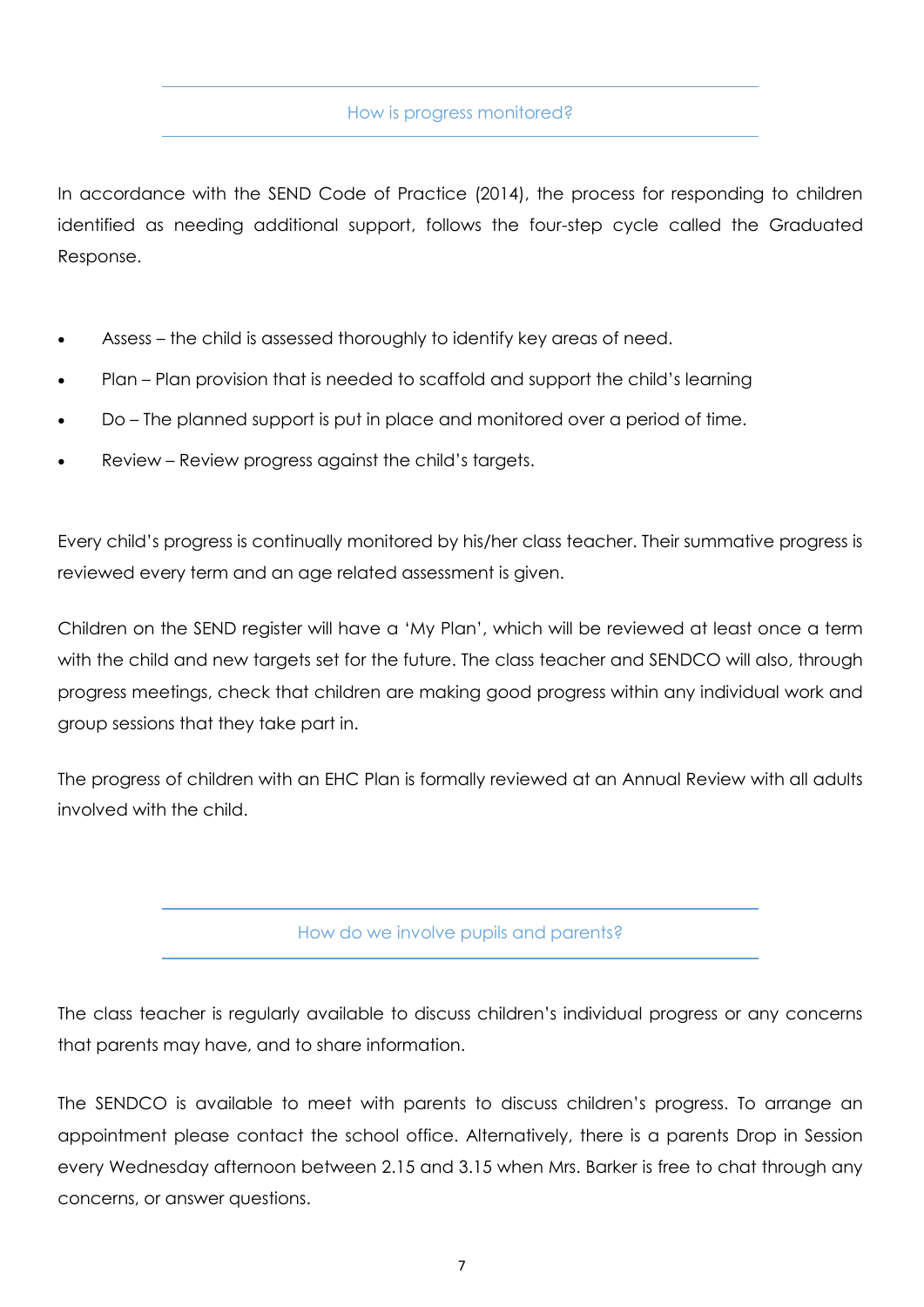## How is progress monitored?

In accordance with the SEND Code of Practice (2014), the process for responding to children identified as needing additional support, follows the four-step cycle called the Graduated Response.

- Assess – the child is assessed thoroughly to identify key areas of need.
- Plan – Plan provision that is needed to scaffold and support the child's learning
- Do – The planned support is put in place and monitored over a period of time.
- Review – Review progress against the child's targets.

Every child's progress is continually monitored by his/her class teacher. Their summative progress is reviewed every term and an age related assessment is given.

Children on the SEND register will have a 'My Plan', which will be reviewed at least once a term with the child and new targets set for the future. The class teacher and SENDCO will also, through progress meetings, check that children are making good progress within any individual work and group sessions that they take part in.

The progress of children with an EHC Plan is formally reviewed at an Annual Review with all adults involved with the child.

## How do we involve pupils and parents?

The class teacher is regularly available to discuss children's individual progress or any concerns that parents may have, and to share information.

The SENDCO is available to meet with parents to discuss children's progress. To arrange an appointment please contact the school office. Alternatively, there is a parents Drop in Session every Wednesday afternoon between 2.15 and 3.15 when Mrs. Barker is free to chat through any concerns, or answer questions.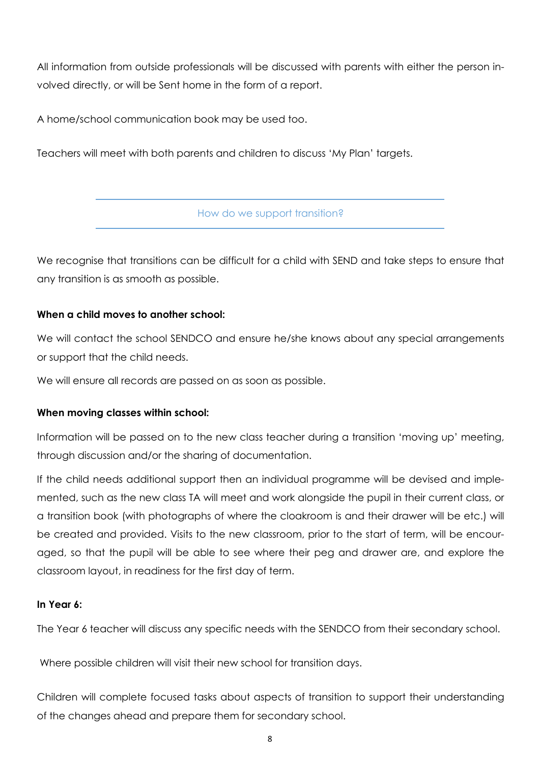All information from outside professionals will be discussed with parents with either the person involved directly, or will be Sent home in the form of a report.

A home/school communication book may be used too.

Teachers will meet with both parents and children to discuss 'My Plan' targets.

## How do we support transition?

We recognise that transitions can be difficult for a child with SEND and take steps to ensure that any transition is as smooth as possible.

**When a child moves to another school:**

We will contact the school SENDCO and ensure he/she knows about any special arrangements or support that the child needs.

We will ensure all records are passed on as soon as possible.

**When moving classes within school:**

Information will be passed on to the new class teacher during a transition 'moving up' meeting, through discussion and/or the sharing of documentation.

If the child needs additional support then an individual programme will be devised and implemented, such as the new class TA will meet and work alongside the pupil in their current class, or a transition book (with photographs of where the cloakroom is and their drawer will be etc.) will be created and provided. Visits to the new classroom, prior to the start of term, will be encouraged, so that the pupil will be able to see where their peg and drawer are, and explore the classroom layout, in readiness for the first day of term.

**In Year 6:**

The Year 6 teacher will discuss any specific needs with the SENDCO from their secondary school.

Where possible children will visit their new school for transition days.

Children will complete focused tasks about aspects of transition to support their understanding of the changes ahead and prepare them for secondary school.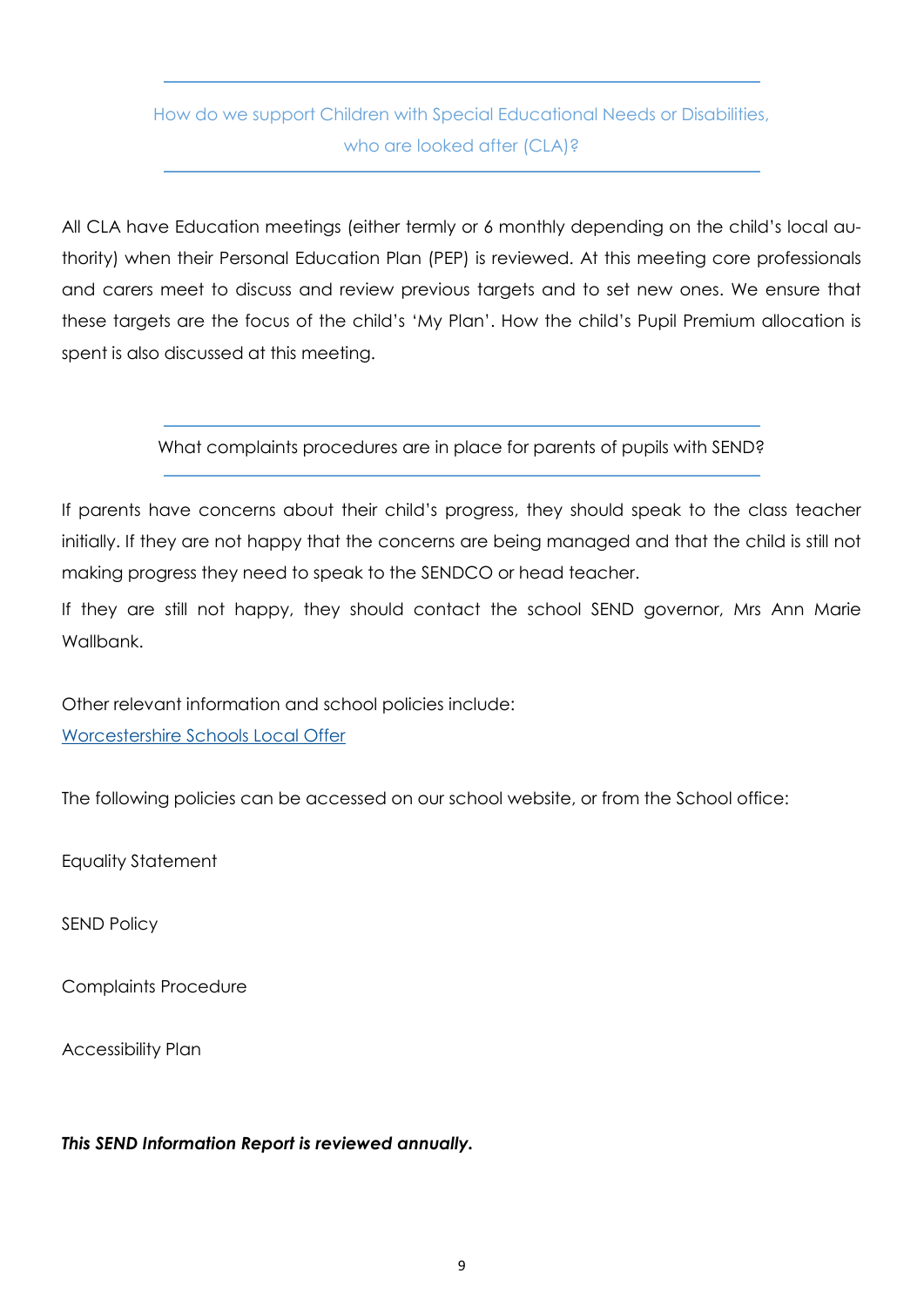## How do we support Children with Special Educational Needs or Disabilities, who are looked after (CLA)?

All CLA have Education meetings (either termly or 6 monthly depending on the child's local authority) when their Personal Education Plan (PEP) is reviewed. At this meeting core professionals and carers meet to discuss and review previous targets and to set new ones. We ensure that these targets are the focus of the child's 'My Plan'. How the child's Pupil Premium allocation is spent is also discussed at this meeting.

## What complaints procedures are in place for parents of pupils with SEND?

If parents have concerns about their child's progress, they should speak to the class teacher initially. If they are not happy that the concerns are being managed and that the child is still not making progress they need to speak to the SENDCO or head teacher.

If they are still not happy, they should contact the school SEND governor, Mrs Ann Marie Wallbank.

Other relevant information and school policies include:

Worcestershire Schools Local Offer

The following policies can be accessed on our school website, or from the School office:

Equality Statement

SEND Policy

Complaints Procedure

Accessibility Plan

***This SEND Information Report is reviewed annually.***